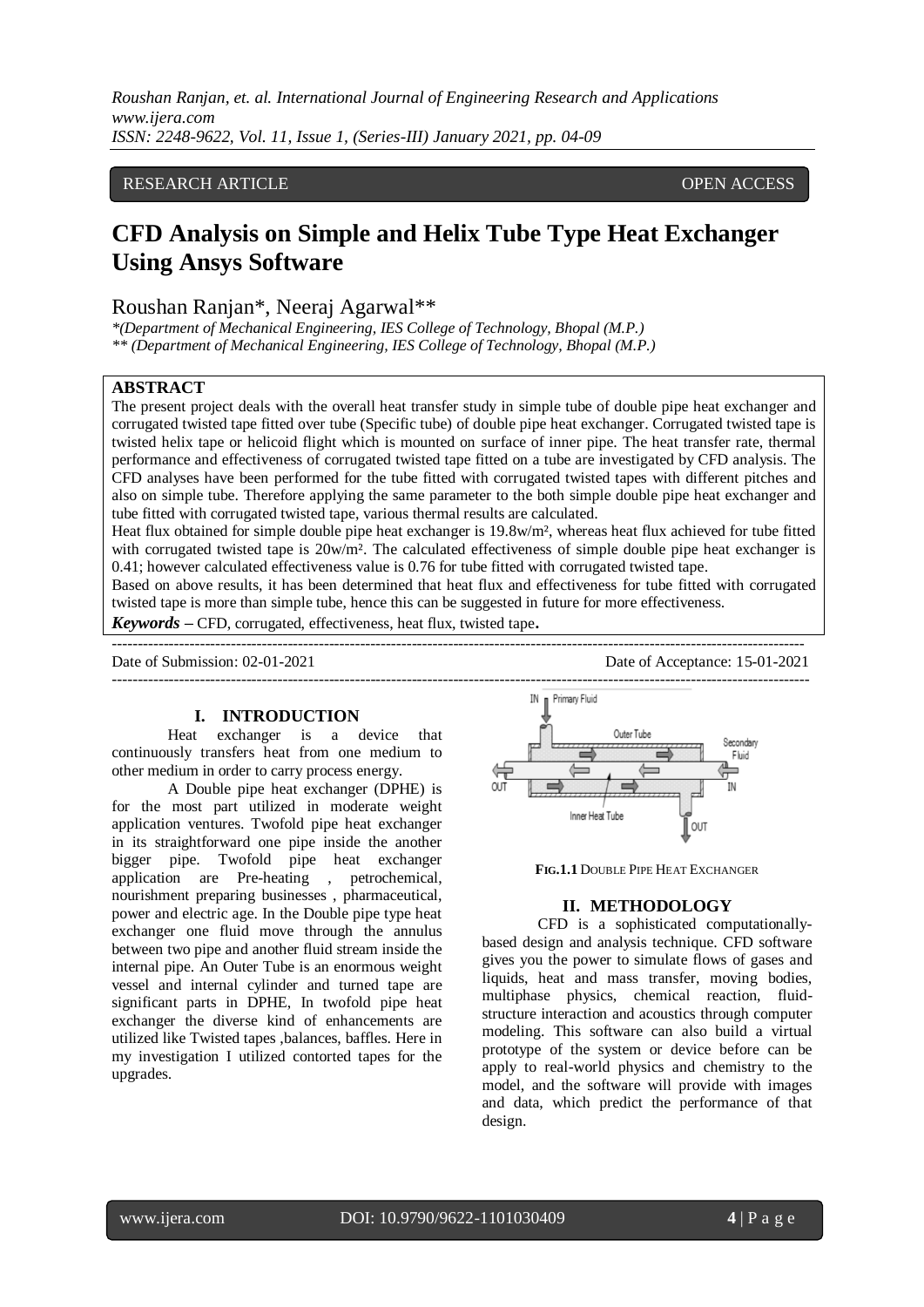RESEARCH ARTICLE OPEN ACCESS

# CFD Analysis on Simple and Helix Tube Type Heat Exchanger Using Ansys Software

Roushan Ranjan*, Neeraj Agarwal**

*\*(Department of Mechanical Engineering, IES College of Technology, Bhopal (M.P.)*
*\*\* (Department of Mechanical Engineering, IES College of Technology, Bhopal (M.P.)*

## ABSTRACT

The present project deals with the overall heat transfer study in simple tube of double pipe heat exchanger and corrugated twisted tape fitted over tube (Specific tube) of double pipe heat exchanger. Corrugated twisted tape is twisted helix tape or helicoid flight which is mounted on surface of inner pipe. The heat transfer rate, thermal performance and effectiveness of corrugated twisted tape fitted on a tube are investigated by CFD analysis. The CFD analyses have been performed for the tube fitted with corrugated twisted tapes with different pitches and also on simple tube. Therefore applying the same parameter to the both simple double pipe heat exchanger and tube fitted with corrugated twisted tape, various thermal results are calculated.

Heat flux obtained for simple double pipe heat exchanger is 19.8w/m², whereas heat flux achieved for tube fitted with corrugated twisted tape is 20w/m². The calculated effectiveness of simple double pipe heat exchanger is 0.41; however calculated effectiveness value is 0.76 for tube fitted with corrugated twisted tape.

Based on above results, it has been determined that heat flux and effectiveness for tube fitted with corrugated twisted tape is more than simple tube, hence this can be suggested in future for more effectiveness.

***Keywords*** **–** CFD, corrugated, effectiveness, heat flux, twisted tape**.**

Date of Submission: 02-01-2021 Date of Acceptance: 15-01-2021

## I. INTRODUCTION

Heat exchanger is a device that continuously transfers heat from one medium to other medium in order to carry process energy.

A Double pipe heat exchanger (DPHE) is for the most part utilized in moderate weight application ventures. Twofold pipe heat exchanger in its straightforward one pipe inside the another bigger pipe. Twofold pipe heat exchanger application are Pre-heating , petrochemical, nourishment preparing businesses , pharmaceutical, power and electric age. In the Double pipe type heat exchanger one fluid move through the annulus between two pipe and another fluid stream inside the internal pipe. An Outer Tube is an enormous weight vessel and internal cylinder and turned tape are significant parts in DPHE, In twofold pipe heat exchanger the diverse kind of enhancements are utilized like Twisted tapes ,balances, baffles. Here in my investigation I utilized contorted tapes for the upgrades.

IN Primary Fluid — Outer Tube — Secondary Fluid — IN — OUT — Inner Heat Tube — OUT

**FIG.1.1** DOUBLE PIPE HEAT EXCHANGER

## II. METHODOLOGY

CFD is a sophisticated computationally-based design and analysis technique. CFD software gives you the power to simulate flows of gases and liquids, heat and mass transfer, moving bodies, multiphase physics, chemical reaction, fluid-structure interaction and acoustics through computer modeling. This software can also build a virtual prototype of the system or device before can be apply to real-world physics and chemistry to the model, and the software will provide with images and data, which predict the performance of that design.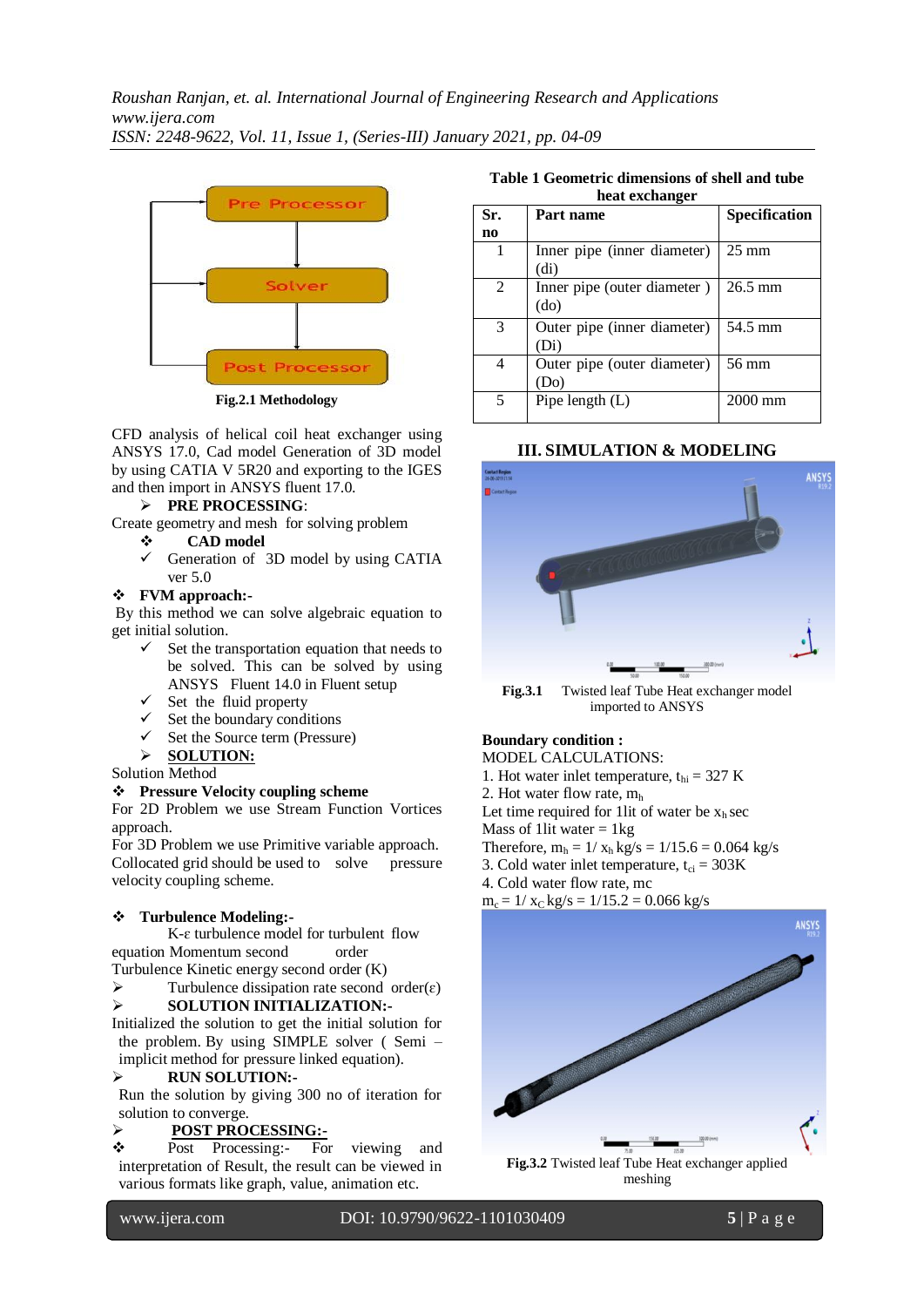Fig.2.1 Methodology

CFD analysis of helical coil heat exchanger using ANSYS 17.0, Cad model Generation of 3D model by using CATIA V 5R20 and exporting to the IGES and then import in ANSYS fluent 17.0.

➢ **PRE PROCESSING**:

Create geometry and mesh for solving problem

❖ **CAD model**

✓ Generation of 3D model by using CATIA ver 5.0

❖ **FVM approach:-**

By this method we can solve algebraic equation to get initial solution.

✓ Set the transportation equation that needs to be solved. This can be solved by using ANSYS Fluent 14.0 in Fluent setup

✓ Set the fluid property

✓ Set the boundary conditions

✓ Set the Source term (Pressure)

➢ **SOLUTION:**

Solution Method

❖ **Pressure Velocity coupling scheme**

For 2D Problem we use Stream Function Vortices approach.

For 3D Problem we use Primitive variable approach. Collocated grid should be used to solve pressure velocity coupling scheme.

❖ **Turbulence Modeling:-**

K-ε turbulence model for turbulent flow equation Momentum second order

Turbulence Kinetic energy second order (K)

➢ Turbulence dissipation rate second order(ε)

➢ **SOLUTION INITIALIZATION:-**

Initialized the solution to get the initial solution for the problem. By using SIMPLE solver ( Semi – implicit method for pressure linked equation).

➢ **RUN SOLUTION:-**

Run the solution by giving 300 no of iteration for solution to converge.

➢ **POST PROCESSING:-**

❖ Post Processing:- For viewing and interpretation of Result, the result can be viewed in various formats like graph, value, animation etc.

**Table 1 Geometric dimensions of shell and tube heat exchanger**

| Sr. no | Part name | Specification |
|---|---|---|
| 1 | Inner pipe (inner diameter) (di) | 25 mm |
| 2 | Inner pipe (outer diameter ) (do) | 26.5 mm |
| 3 | Outer pipe (inner diameter) (Di) | 54.5 mm |
| 4 | Outer pipe (outer diameter) (Do) | 56 mm |
| 5 | Pipe length (L) | 2000 mm |

## III. SIMULATION & MODELING

**Fig.3.1** Twisted leaf Tube Heat exchanger model imported to ANSYS

**Boundary condition :**

MODEL CALCULATIONS:

1. Hot water inlet temperature, $t_{hi}$ = 327 K
2. Hot water flow rate, $m_h$

Let time required for 1lit of water be $x_h$ sec

Mass of 1lit water = 1kg

Therefore, $m_h = 1/x_h$ kg/s = 1/15.6 = 0.064 kg/s

3. Cold water inlet temperature, $t_{ci}$ = 303K
4. Cold water flow rate, mc

$m_c = 1/x_C$ kg/s = 1/15.2 = 0.066 kg/s

**Fig.3.2** Twisted leaf Tube Heat exchanger applied meshing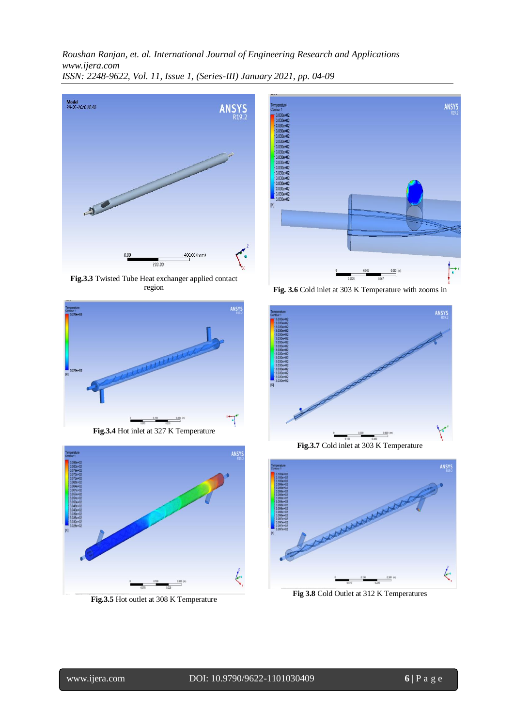**Fig.3.3** Twisted Tube Heat exchanger applied contact region

**Fig. 3.6** Cold inlet at 303 K Temperature with zooms in

**Fig.3.4** Hot inlet at 327 K Temperature

**Fig.3.7** Cold inlet at 303 K Temperature

**Fig.3.5** Hot outlet at 308 K Temperature

**Fig 3.8** Cold Outlet at 312 K Temperatures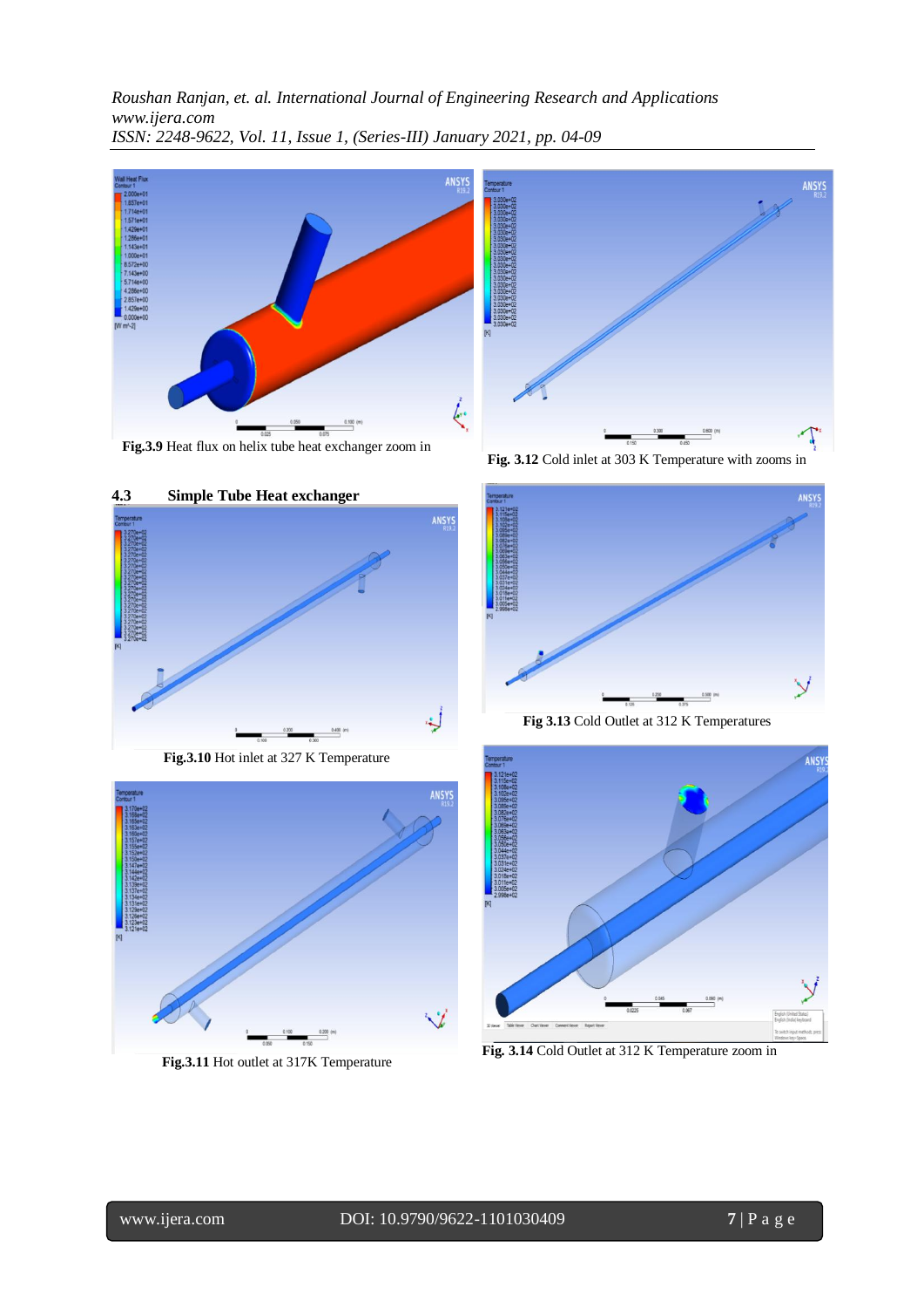**Fig.3.9** Heat flux on helix tube heat exchanger zoom in

**Fig. 3.12** Cold inlet at 303 K Temperature with zooms in

### 4.3 Simple Tube Heat exchanger

**Fig.3.10** Hot inlet at 327 K Temperature

**Fig 3.13** Cold Outlet at 312 K Temperatures

**Fig.3.11** Hot outlet at 317K Temperature

**Fig. 3.14** Cold Outlet at 312 K Temperature zoom in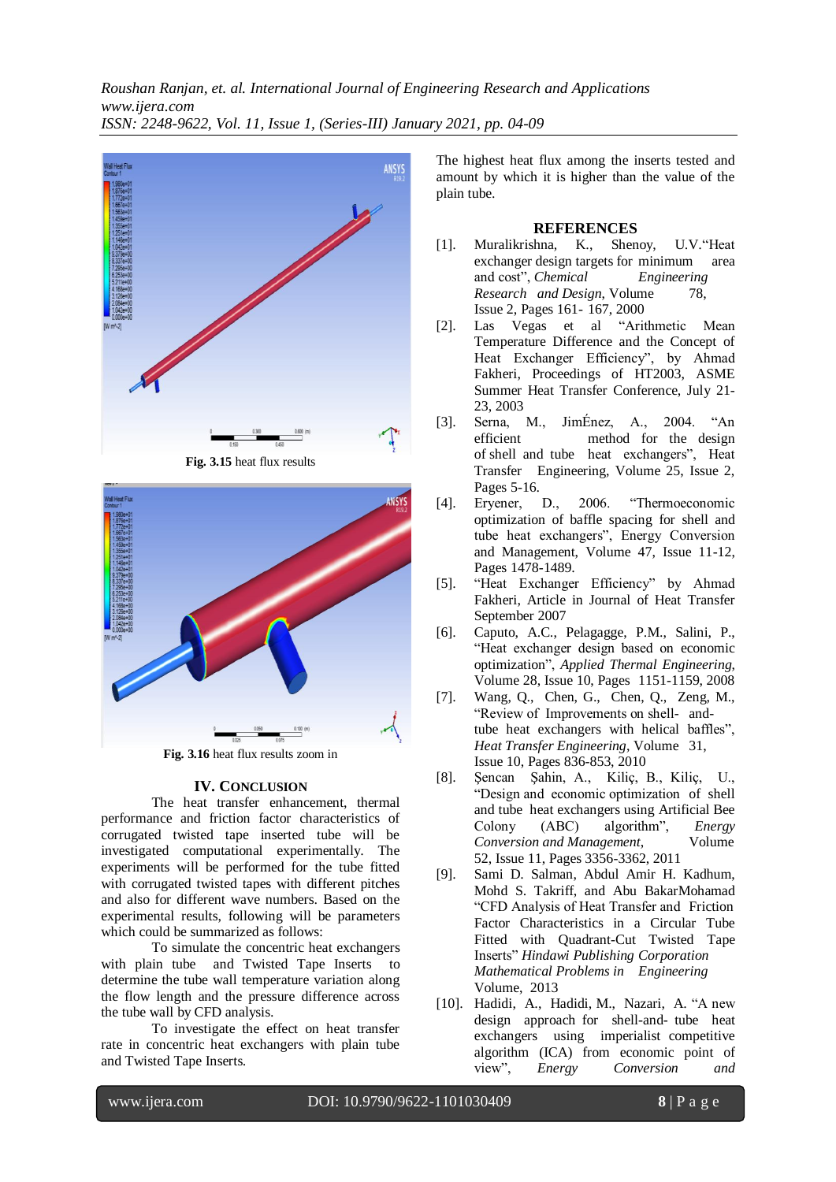Fig. 3.15 heat flux results

Fig. 3.16 heat flux results zoom in

## IV. CONCLUSION

The heat transfer enhancement, thermal performance and friction factor characteristics of corrugated twisted tape inserted tube will be investigated computational experimentally. The experiments will be performed for the tube fitted with corrugated twisted tapes with different pitches and also for different wave numbers. Based on the experimental results, following will be parameters which could be summarized as follows:

To simulate the concentric heat exchangers with plain tube and Twisted Tape Inserts to determine the tube wall temperature variation along the flow length and the pressure difference across the tube wall by CFD analysis.

To investigate the effect on heat transfer rate in concentric heat exchangers with plain tube and Twisted Tape Inserts.

The highest heat flux among the inserts tested and amount by which it is higher than the value of the plain tube.

## REFERENCES

[1]. Muralikrishna, K., Shenoy, U.V."Heat exchanger design targets for minimum area and cost", *Chemical Engineering Research and Design*, Volume 78, Issue 2, Pages 161- 167, 2000

[2]. Las Vegas et al "Arithmetic Mean Temperature Difference and the Concept of Heat Exchanger Efficiency", by Ahmad Fakheri, Proceedings of HT2003, ASME Summer Heat Transfer Conference, July 21-23, 2003

[3]. Serna, M., JimÉnez, A., 2004. "An efficient method for the design of shell and tube heat exchangers", Heat Transfer Engineering, Volume 25, Issue 2, Pages 5-16.

[4]. Eryener, D., 2006. "Thermoeconomic optimization of baffle spacing for shell and tube heat exchangers", Energy Conversion and Management, Volume 47, Issue 11-12, Pages 1478-1489.

[5]. "Heat Exchanger Efficiency" by Ahmad Fakheri, Article in Journal of Heat Transfer September 2007

[6]. Caputo, A.C., Pelagagge, P.M., Salini, P., "Heat exchanger design based on economic optimization", *Applied Thermal Engineering*, Volume 28, Issue 10, Pages 1151-1159, 2008

[7]. Wang, Q., Chen, G., Chen, Q., Zeng, M., "Review of Improvements on shell- and-tube heat exchangers with helical baffles", *Heat Transfer Engineering*, Volume 31, Issue 10, Pages 836-853, 2010

[8]. Şencan Şahin, A., Kiliç, B., Kiliç, U., "Design and economic optimization of shell and tube heat exchangers using Artificial Bee Colony (ABC) algorithm", *Energy Conversion and Management*, Volume 52, Issue 11, Pages 3356-3362, 2011

[9]. Sami D. Salman, Abdul Amir H. Kadhum, Mohd S. Takriff, and Abu BakarMohamad "CFD Analysis of Heat Transfer and Friction Factor Characteristics in a Circular Tube Fitted with Quadrant-Cut Twisted Tape Inserts" *Hindawi Publishing Corporation Mathematical Problems in Engineering* Volume, 2013

[10]. Hadidi, A., Hadidi, M., Nazari, A. "A new design approach for shell-and- tube heat exchangers using imperialist competitive algorithm (ICA) from economic point of view", *Energy Conversion and*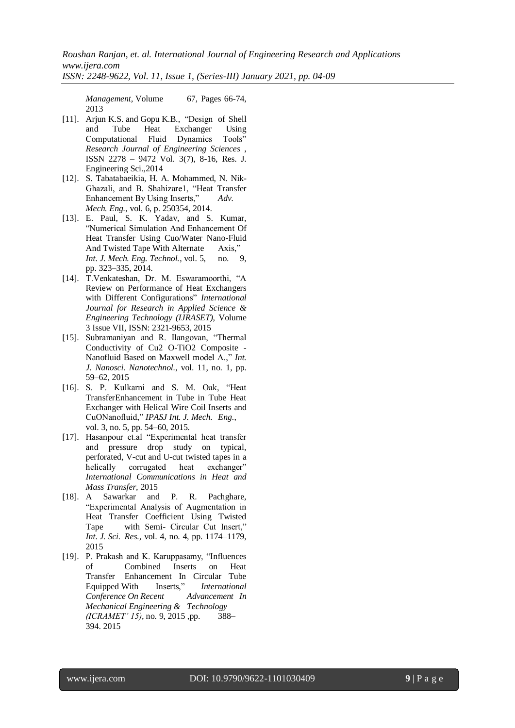*Management*, Volume 67, Pages 66-74, 2013

- [11]. Arjun K.S. and Gopu K.B., "Design of Shell and Tube Heat Exchanger Using Computational Fluid Dynamics Tools" *Research Journal of Engineering Sciences* , ISSN 2278 – 9472 Vol. 3(7), 8-16, Res. J. Engineering Sci.,2014
- [12]. S. Tabatabaeikia, H. A. Mohammed, N. Nik-Ghazali, and B. Shahizare1, "Heat Transfer Enhancement By Using Inserts," *Adv. Mech. Eng.*, vol. 6, p. 250354, 2014.
- [13]. E. Paul, S. K. Yadav, and S. Kumar, "Numerical Simulation And Enhancement Of Heat Transfer Using Cuo/Water Nano-Fluid And Twisted Tape With Alternate Axis," *Int. J. Mech. Eng. Technol.*, vol. 5, no. 9, pp. 323–335, 2014.
- [14]. T.Venkateshan, Dr. M. Eswaramoorthi, "A Review on Performance of Heat Exchangers with Different Configurations" *International Journal for Research in Applied Science & Engineering Technology (IJRASET),* Volume 3 Issue VII, ISSN: 2321-9653, 2015
- [15]. Subramaniyan and R. Ilangovan, "Thermal Conductivity of Cu2 O-TiO2 Composite - Nanofluid Based on Maxwell model A.," *Int. J. Nanosci. Nanotechnol.*, vol. 11, no. 1, pp. 59–62, 2015
- [16]. S. P. Kulkarni and S. M. Oak, "Heat TransferEnhancement in Tube in Tube Heat Exchanger with Helical Wire Coil Inserts and CuONanofluid," *IPASJ Int. J. Mech. Eng.*, vol. 3, no. 5, pp. 54–60, 2015.
- [17]. Hasanpour et.al "Experimental heat transfer and pressure drop study on typical, perforated, V-cut and U-cut twisted tapes in a helically corrugated heat exchanger" *International Communications in Heat and Mass Transfer,* 2015
- [18]. A Sawarkar and P. R. Pachghare, "Experimental Analysis of Augmentation in Heat Transfer Coefficient Using Twisted Tape with Semi- Circular Cut Insert," *Int. J. Sci. Res.*, vol. 4, no. 4, pp. 1174–1179, 2015
- [19]. P. Prakash and K. Karuppasamy, "Influences of Combined Inserts on Heat Transfer Enhancement In Circular Tube Equipped With Inserts," *International Conference On Recent Advancement In Mechanical Engineering & Technology (ICRAMET' 15)*, no. 9, 2015 ,pp. 388–394. 2015